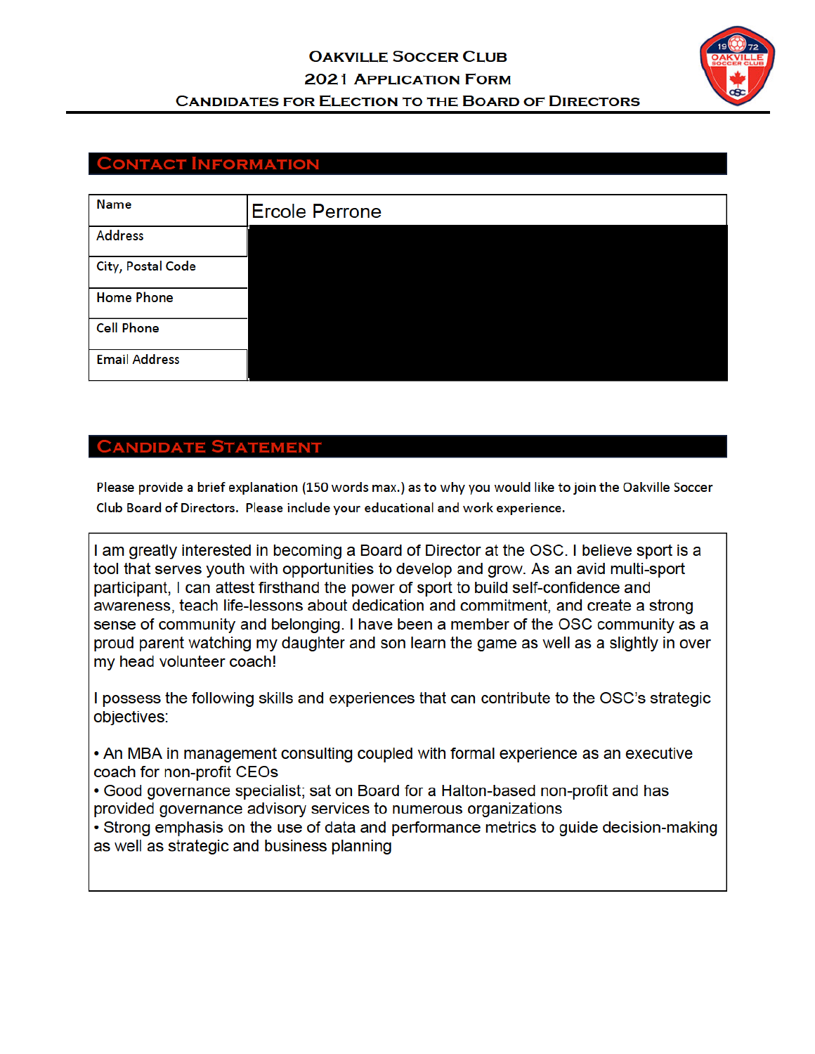# Oakville Soccer Club
## 2021 Application Form
## Candidates for Election to the Board of Directors

## Contact Information

| Name | Ercole Perrone |
| --- | --- |
| Address | |
| City, Postal Code | |
| Home Phone | |
| Cell Phone | |
| Email Address | |

## Candidate Statement

Please provide a brief explanation (150 words max.) as to why you would like to join the Oakville Soccer Club Board of Directors. Please include your educational and work experience.

I am greatly interested in becoming a Board of Director at the OSC. I believe sport is a tool that serves youth with opportunities to develop and grow. As an avid multi-sport participant, I can attest firsthand the power of sport to build self-confidence and awareness, teach life-lessons about dedication and commitment, and create a strong sense of community and belonging. I have been a member of the OSC community as a proud parent watching my daughter and son learn the game as well as a slightly in over my head volunteer coach!

I possess the following skills and experiences that can contribute to the OSC's strategic objectives:

• An MBA in management consulting coupled with formal experience as an executive coach for non-profit CEOs
• Good governance specialist; sat on Board for a Halton-based non-profit and has provided governance advisory services to numerous organizations
• Strong emphasis on the use of data and performance metrics to guide decision-making as well as strategic and business planning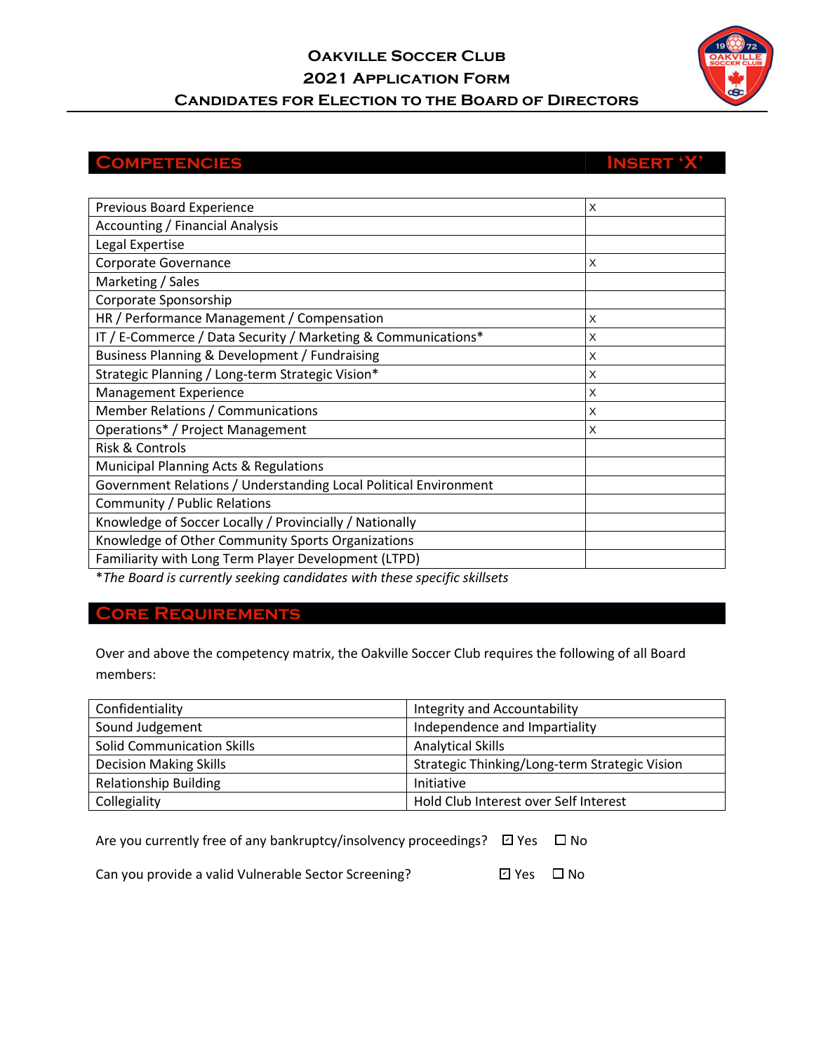# Oakville Soccer Club
## 2021 Application Form
## Candidates for Election to the Board of Directors

| Competencies | Insert 'X' |
|---|---|
| Previous Board Experience | X |
| Accounting / Financial Analysis | |
| Legal Expertise | |
| Corporate Governance | X |
| Marketing / Sales | |
| Corporate Sponsorship | |
| HR / Performance Management / Compensation | X |
| IT / E-Commerce / Data Security / Marketing & Communications* | X |
| Business Planning & Development / Fundraising | X |
| Strategic Planning / Long-term Strategic Vision* | X |
| Management Experience | X |
| Member Relations / Communications | X |
| Operations* / Project Management | X |
| Risk & Controls | |
| Municipal Planning Acts & Regulations | |
| Government Relations / Understanding Local Political Environment | |
| Community / Public Relations | |
| Knowledge of Soccer Locally / Provincially / Nationally | |
| Knowledge of Other Community Sports Organizations | |
| Familiarity with Long Term Player Development (LTPD) | |

**The Board is currently seeking candidates with these specific skillsets*

## Core Requirements

Over and above the competency matrix, the Oakville Soccer Club requires the following of all Board members:

| | |
|---|---|
| Confidentiality | Integrity and Accountability |
| Sound Judgement | Independence and Impartiality |
| Solid Communication Skills | Analytical Skills |
| Decision Making Skills | Strategic Thinking/Long-term Strategic Vision |
| Relationship Building | Initiative |
| Collegiality | Hold Club Interest over Self Interest |

Are you currently free of any bankruptcy/insolvency proceedings? ☑ Yes ☐ No

Can you provide a valid Vulnerable Sector Screening? ☑ Yes ☐ No